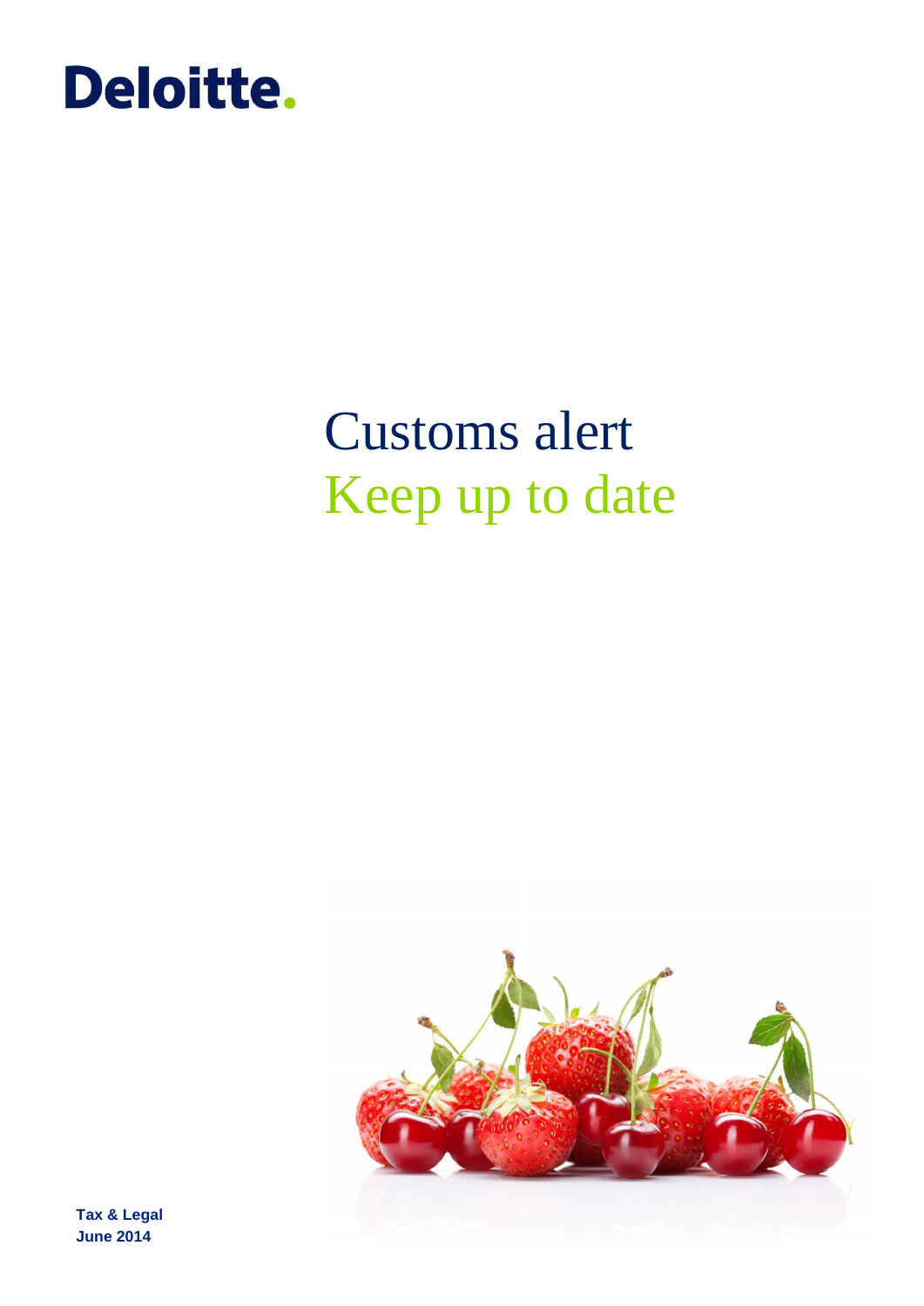Deloitte.

# Customs alert
## Keep up to date

**Tax & Legal**
**June 2014**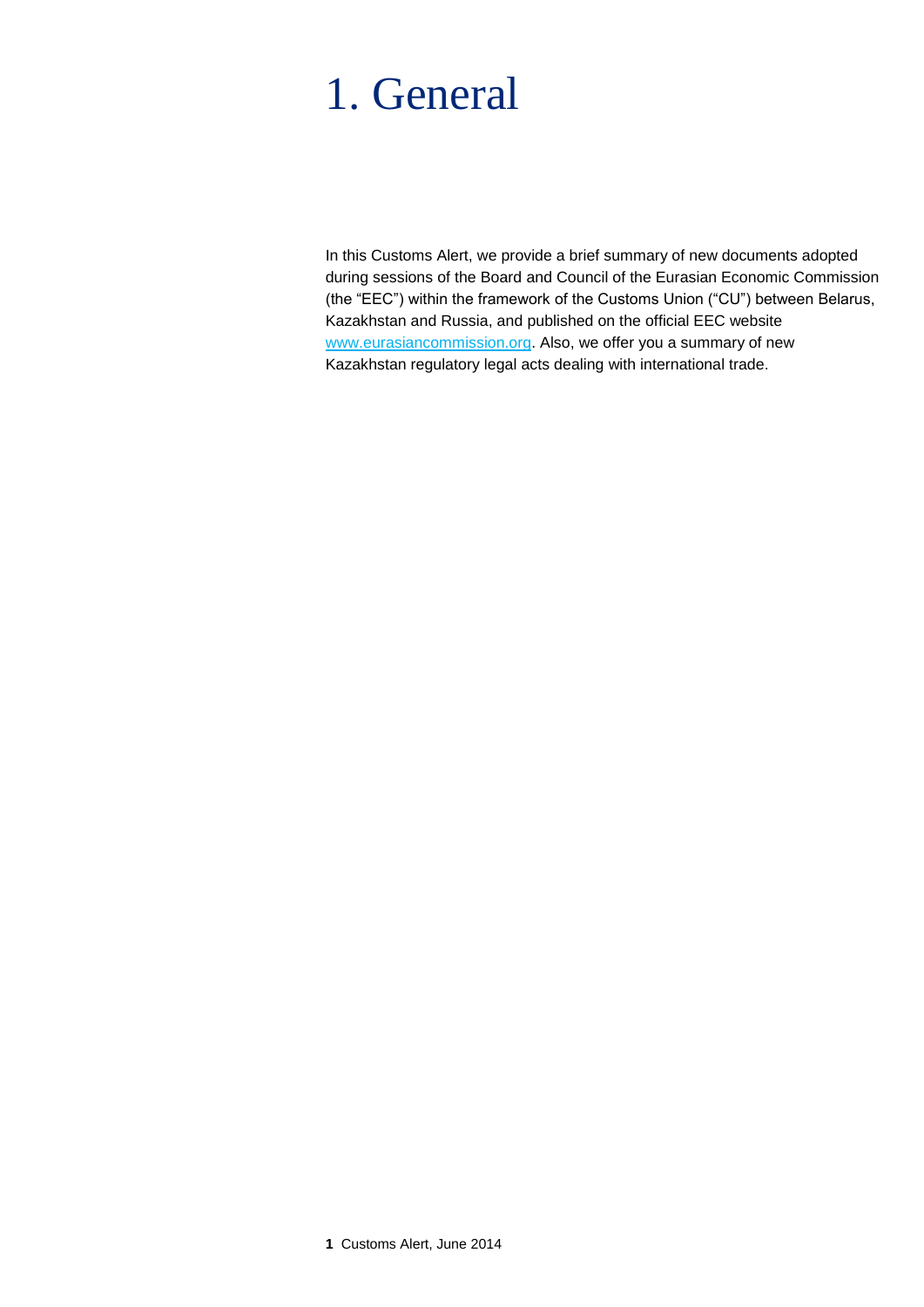# 1. General

In this Customs Alert, we provide a brief summary of new documents adopted during sessions of the Board and Council of the Eurasian Economic Commission (the "EEC") within the framework of the Customs Union ("CU") between Belarus, Kazakhstan and Russia, and published on the official EEC website www.eurasiancommission.org. Also, we offer you a summary of new Kazakhstan regulatory legal acts dealing with international trade.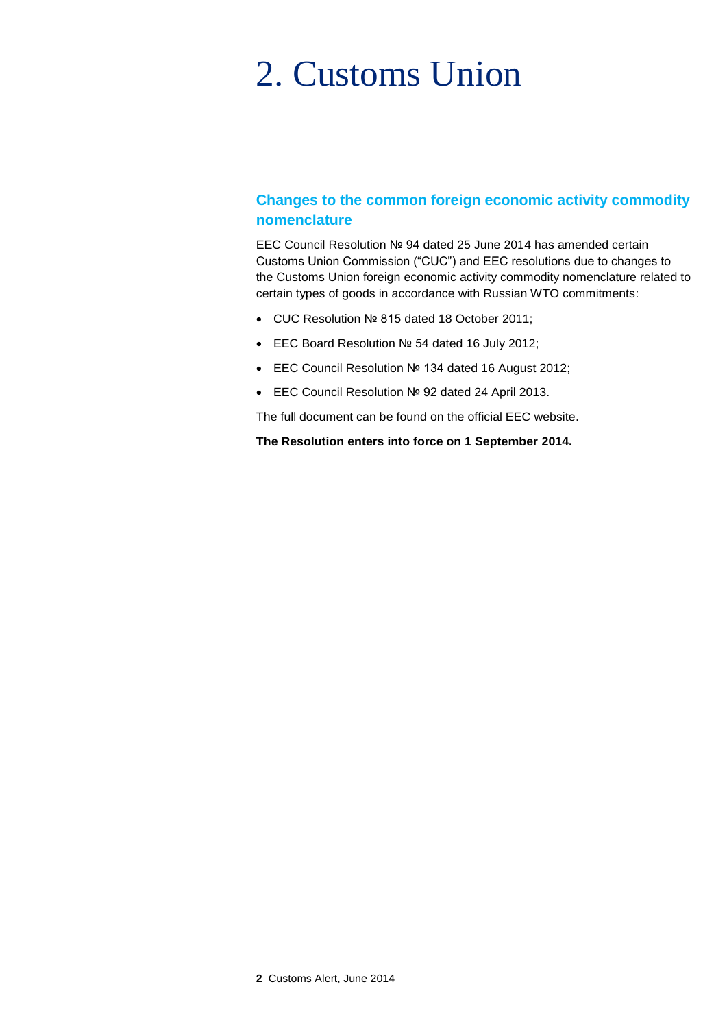# 2. Customs Union

## Changes to the common foreign economic activity commodity nomenclature

EEC Council Resolution № 94 dated 25 June 2014 has amended certain Customs Union Commission ("CUC") and EEC resolutions due to changes to the Customs Union foreign economic activity commodity nomenclature related to certain types of goods in accordance with Russian WTO commitments:

- CUC Resolution № 815 dated 18 October 2011;
- EEC Board Resolution № 54 dated 16 July 2012;
- EEC Council Resolution № 134 dated 16 August 2012;
- EEC Council Resolution № 92 dated 24 April 2013.

The full document can be found on the official EEC website.

**The Resolution enters into force on 1 September 2014.**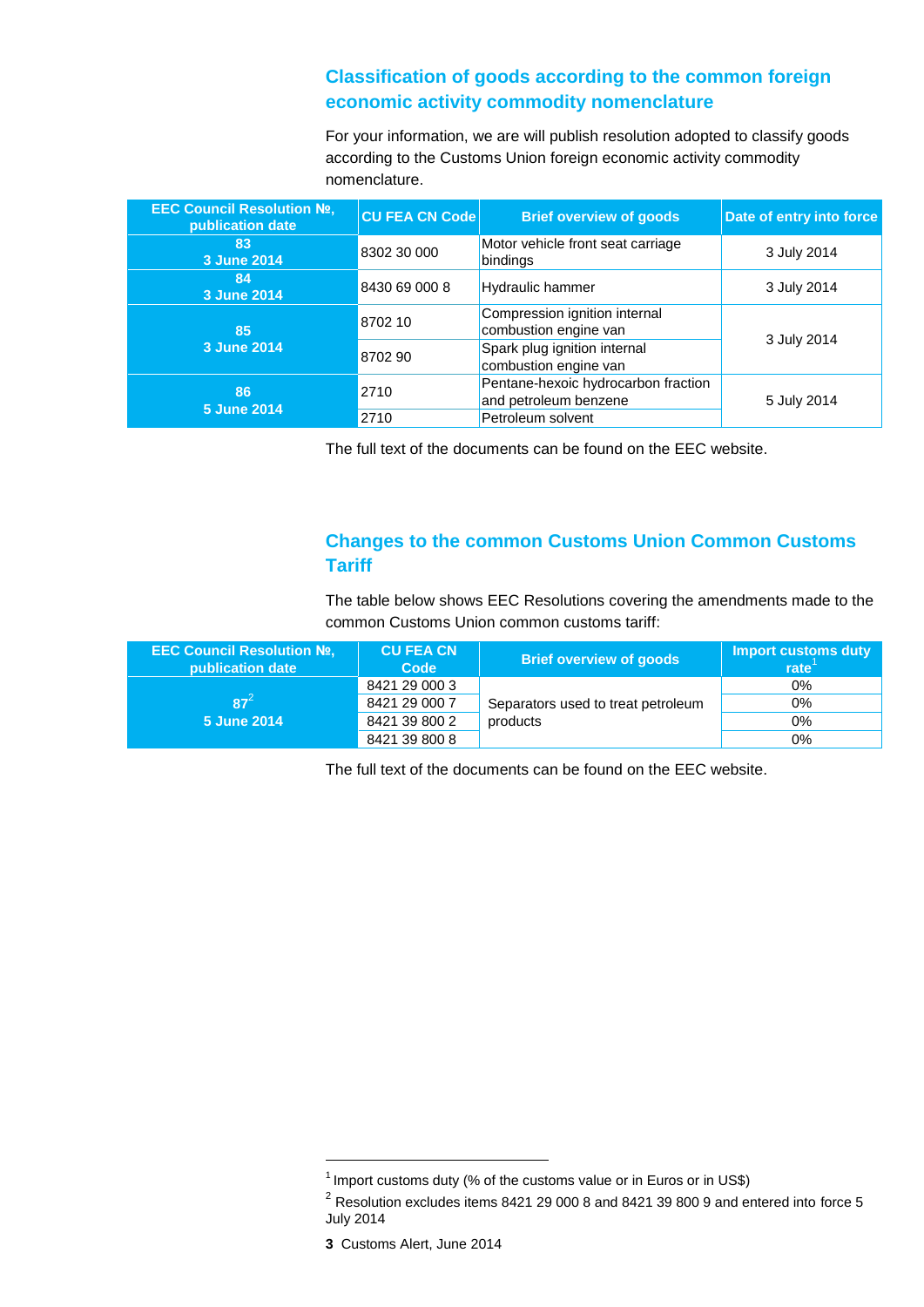## Classification of goods according to the common foreign economic activity commodity nomenclature

For your information, we are will publish resolution adopted to classify goods according to the Customs Union foreign economic activity commodity nomenclature.

| EEC Council Resolution №, publication date | CU FEA CN Code | Brief overview of goods | Date of entry into force |
|---|---|---|---|
| **83** **3 June 2014** | 8302 30 000 | Motor vehicle front seat carriage bindings | 3 July 2014 |
| **84** **3 June 2014** | 8430 69 000 8 | Hydraulic hammer | 3 July 2014 |
| **85** **3 June 2014** | 8702 10 | Compression ignition internal combustion engine van | 3 July 2014 |
| | 8702 90 | Spark plug ignition internal combustion engine van | |
| **86** **5 June 2014** | 2710 | Pentane-hexoic hydrocarbon fraction and petroleum benzene | 5 July 2014 |
| | 2710 | Petroleum solvent | |

The full text of the documents can be found on the EEC website.

## Changes to the common Customs Union Common Customs Tariff

The table below shows EEC Resolutions covering the amendments made to the common Customs Union common customs tariff:

| EEC Council Resolution №, publication date | CU FEA CN Code | Brief overview of goods | Import customs duty rate[1] |
|---|---|---|---|
| **87[2]** **5 June 2014** | 8421 29 000 3 | Separators used to treat petroleum products | 0% |
| | 8421 29 000 7 | | 0% |
| | 8421 39 800 2 | | 0% |
| | 8421 39 800 8 | | 0% |

The full text of the documents can be found on the EEC website.

[1] Import customs duty (% of the customs value or in Euros or in US$)

[2] Resolution excludes items 8421 29 000 8 and 8421 39 800 9 and entered into force 5 July 2014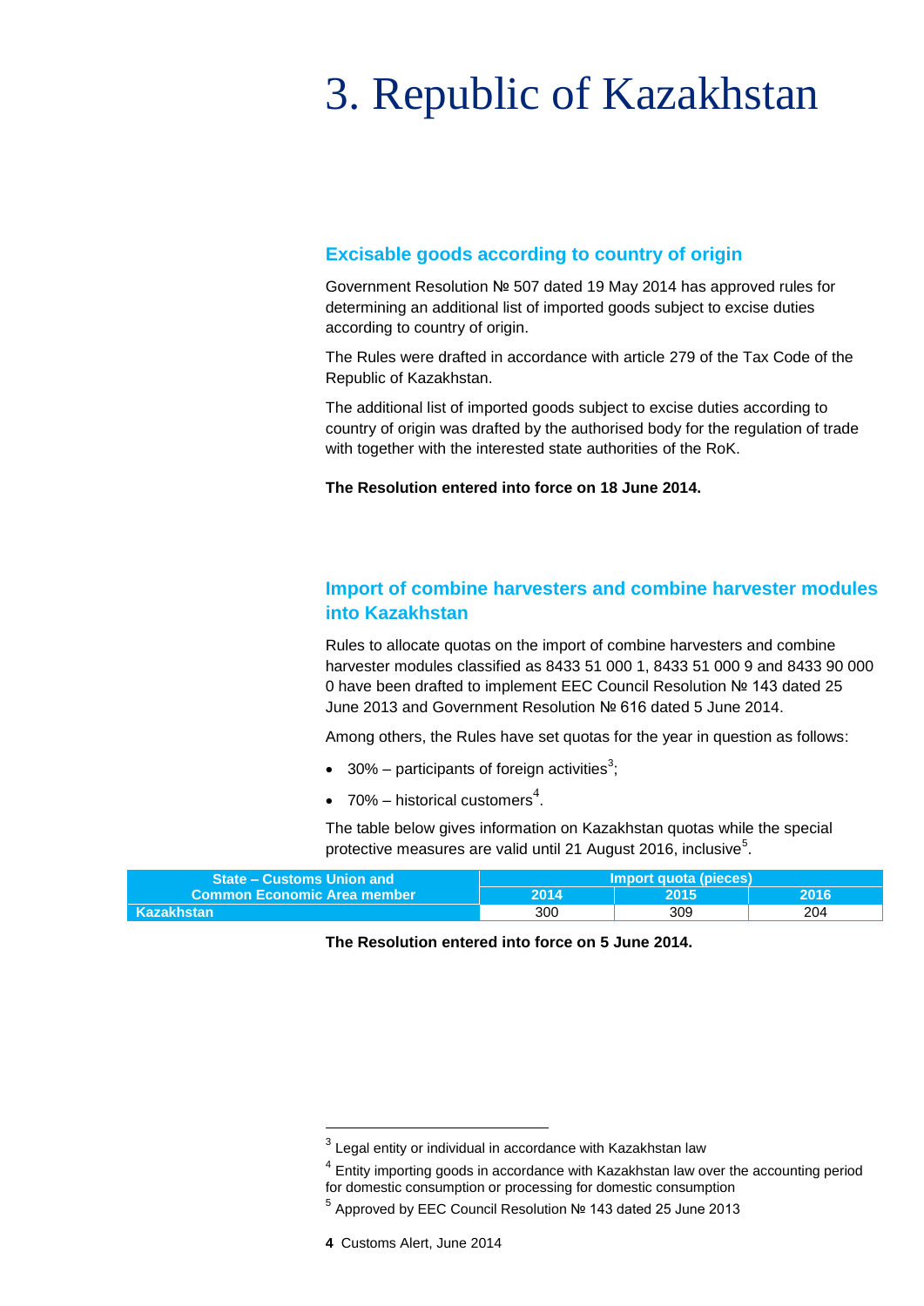# 3. Republic of Kazakhstan

## Excisable goods according to country of origin

Government Resolution № 507 dated 19 May 2014 has approved rules for determining an additional list of imported goods subject to excise duties according to country of origin.

The Rules were drafted in accordance with article 279 of the Tax Code of the Republic of Kazakhstan.

The additional list of imported goods subject to excise duties according to country of origin was drafted by the authorised body for the regulation of trade with together with the interested state authorities of the RoK.

**The Resolution entered into force on 18 June 2014.**

## Import of combine harvesters and combine harvester modules into Kazakhstan

Rules to allocate quotas on the import of combine harvesters and combine harvester modules classified as 8433 51 000 1, 8433 51 000 9 and 8433 90 000 0 have been drafted to implement EEC Council Resolution № 143 dated 25 June 2013 and Government Resolution № 616 dated 5 June 2014.

Among others, the Rules have set quotas for the year in question as follows:

- 30% – participants of foreign activities[3];
- 70% – historical customers[4].

The table below gives information on Kazakhstan quotas while the special protective measures are valid until 21 August 2016, inclusive[5].

| State – Customs Union and Common Economic Area member | Import quota (pieces) | | |
|---|---|---|---|
| | 2014 | 2015 | 2016 |
| Kazakhstan | 300 | 309 | 204 |

**The Resolution entered into force on 5 June 2014.**

---

[3] Legal entity or individual in accordance with Kazakhstan law

[4] Entity importing goods in accordance with Kazakhstan law over the accounting period for domestic consumption or processing for domestic consumption

[5] Approved by EEC Council Resolution № 143 dated 25 June 2013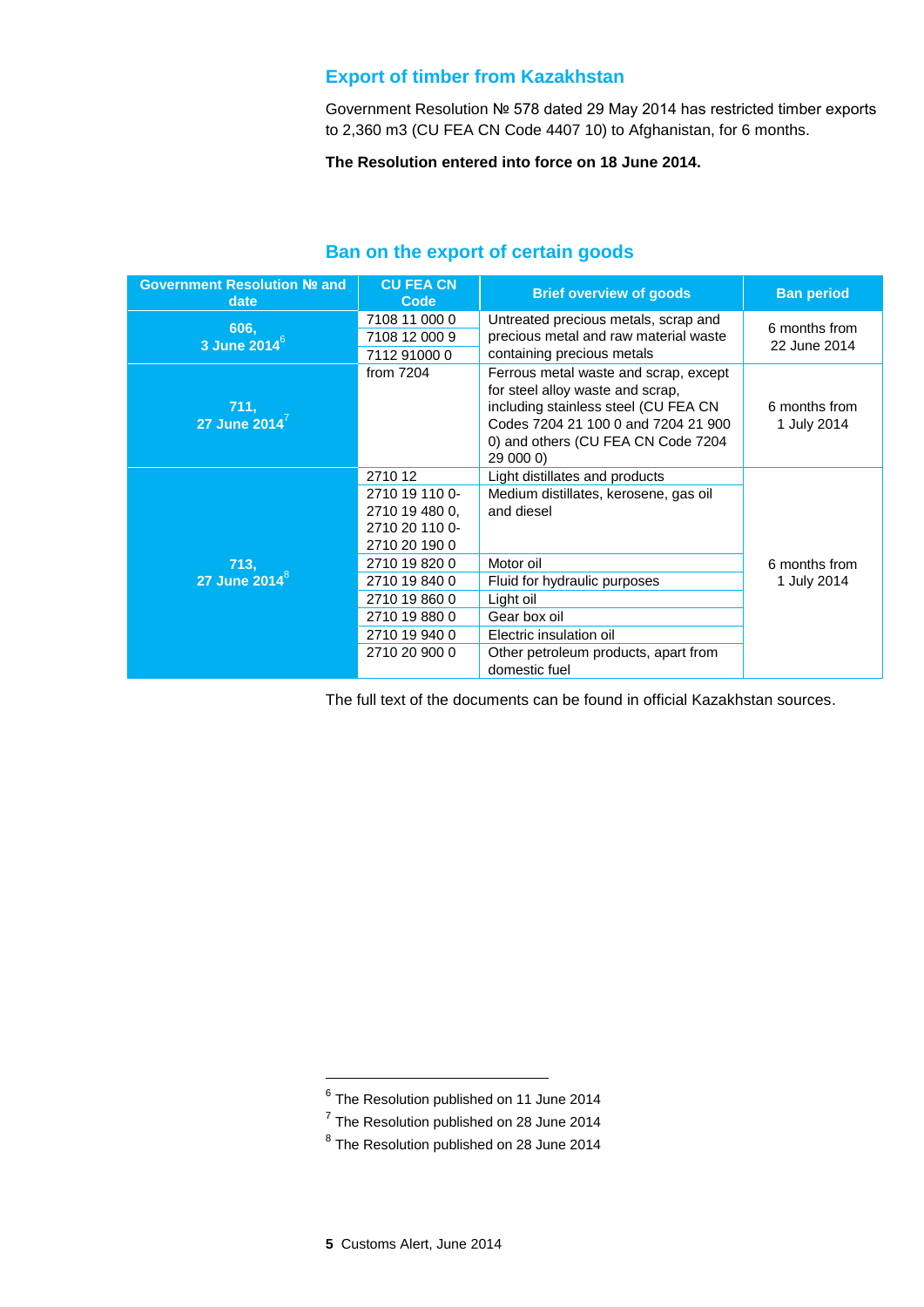## Export of timber from Kazakhstan

Government Resolution № 578 dated 29 May 2014 has restricted timber exports to 2,360 m3 (CU FEA CN Code 4407 10) to Afghanistan, for 6 months.

**The Resolution entered into force on 18 June 2014.**

## Ban on the export of certain goods

| Government Resolution № and date | CU FEA CN Code | Brief overview of goods | Ban period |
|---|---|---|---|
| 606, 3 June 2014[6] | 7108 11 000 0<br>7108 12 000 9<br>7112 91000 0 | Untreated precious metals, scrap and precious metal and raw material waste containing precious metals | 6 months from 22 June 2014 |
| 711, 27 June 2014[7] | from 7204 | Ferrous metal waste and scrap, except for steel alloy waste and scrap, including stainless steel (CU FEA CN Codes 7204 21 100 0 and 7204 21 900 0) and others (CU FEA CN Code 7204 29 000 0) | 6 months from 1 July 2014 |
| 713, 27 June 2014[8] | 2710 12 | Light distillates and products | 6 months from 1 July 2014 |
| | 2710 19 110 0-2710 19 480 0, 2710 20 110 0-2710 20 190 0 | Medium distillates, kerosene, gas oil and diesel | |
| | 2710 19 820 0 | Motor oil | |
| | 2710 19 840 0 | Fluid for hydraulic purposes | |
| | 2710 19 860 0 | Light oil | |
| | 2710 19 880 0 | Gear box oil | |
| | 2710 19 940 0 | Electric insulation oil | |
| | 2710 20 900 0 | Other petroleum products, apart from domestic fuel | |

The full text of the documents can be found in official Kazakhstan sources.

---

[6] The Resolution published on 11 June 2014

[7] The Resolution published on 28 June 2014

[8] The Resolution published on 28 June 2014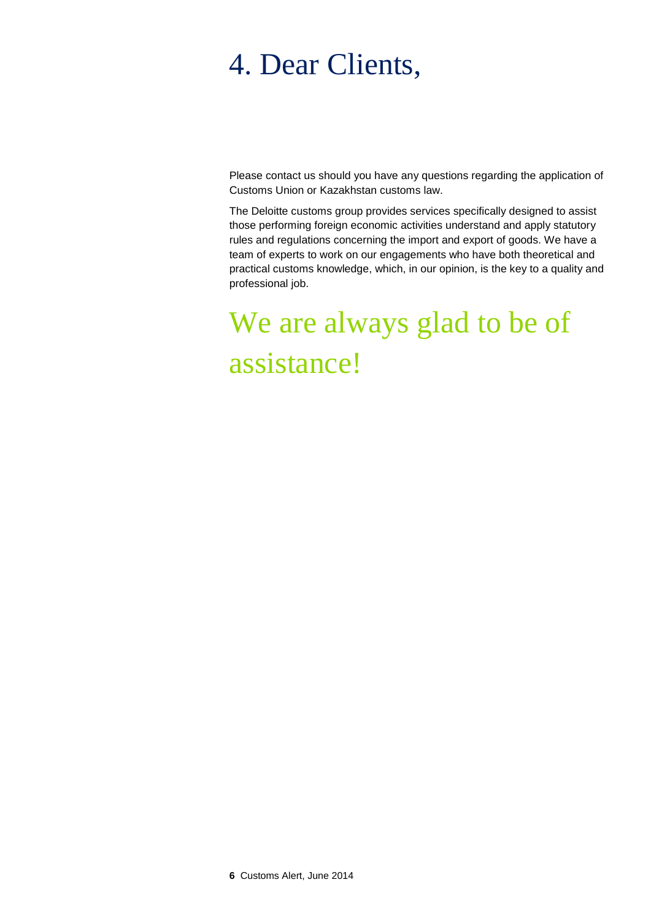# 4. Dear Clients,

Please contact us should you have any questions regarding the application of Customs Union or Kazakhstan customs law.

The Deloitte customs group provides services specifically designed to assist those performing foreign economic activities understand and apply statutory rules and regulations concerning the import and export of goods. We have a team of experts to work on our engagements who have both theoretical and practical customs knowledge, which, in our opinion, is the key to a quality and professional job.

## We are always glad to be of assistance!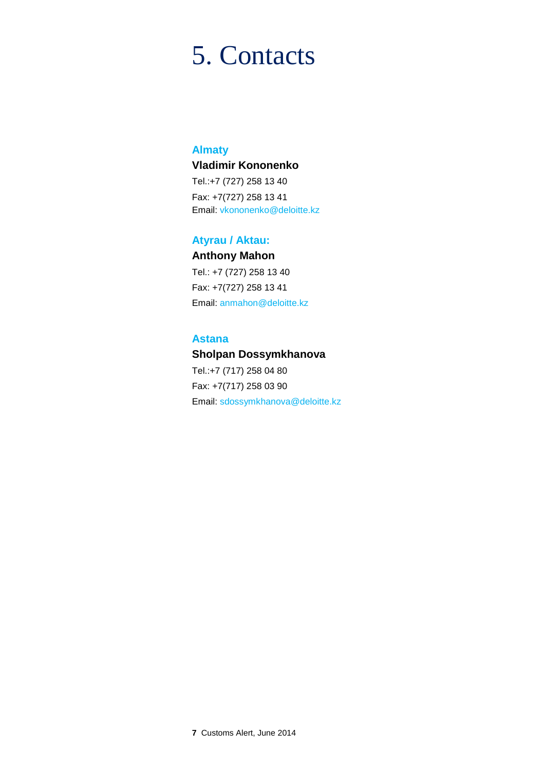# 5. Contacts

### Almaty

**Vladimir Kononenko**

Tel.:+7 (727) 258 13 40

Fax: +7(727) 258 13 41

Email: vkononenko@deloitte.kz

### Atyrau / Aktau:

**Anthony Mahon**

Tel.: +7 (727) 258 13 40

Fax: +7(727) 258 13 41

Email: anmahon@deloitte.kz

### Astana

**Sholpan Dossymkhanova**

Tel.:+7 (717) 258 04 80

Fax: +7(717) 258 03 90

Email: sdossymkhanova@deloitte.kz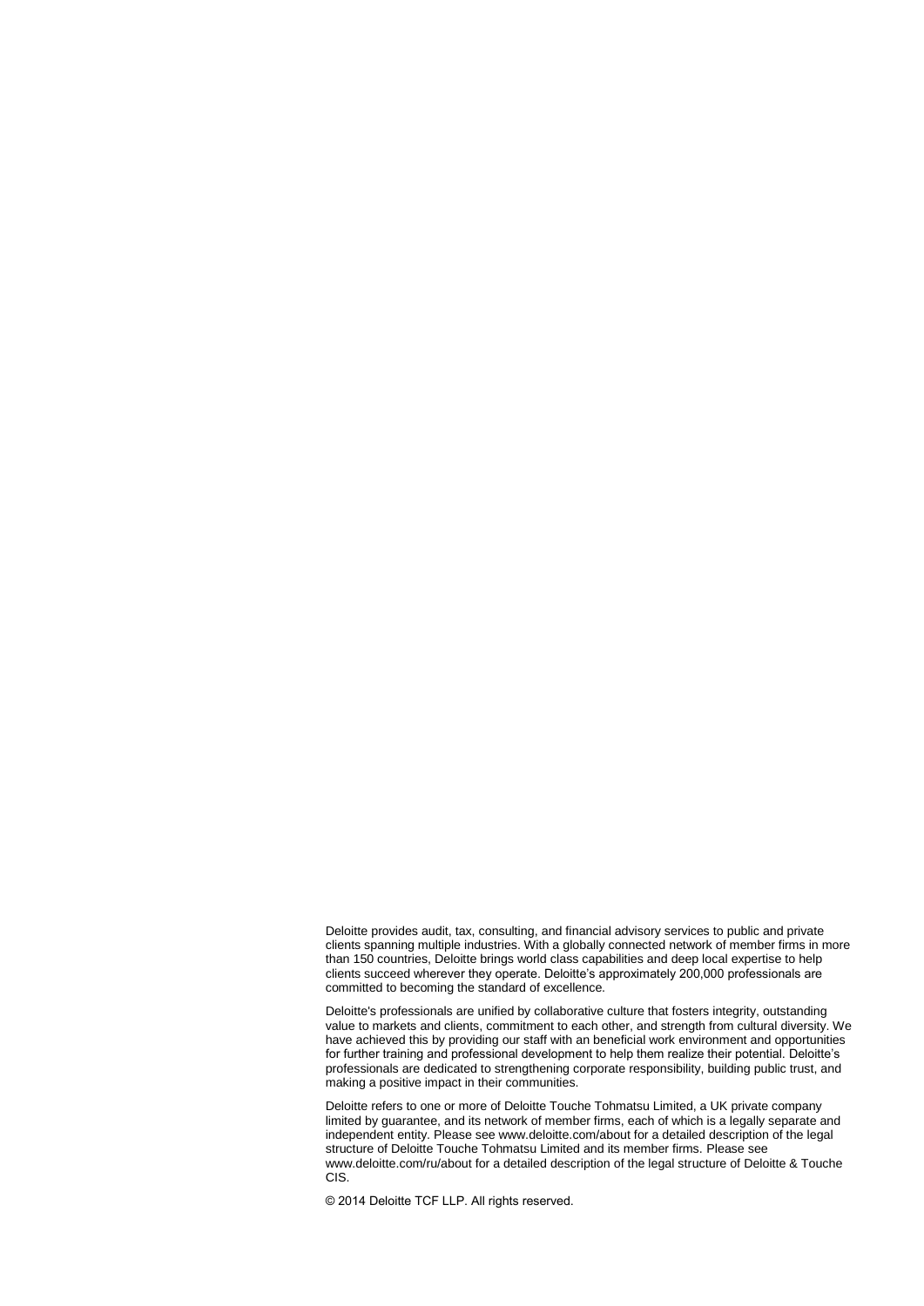Deloitte provides audit, tax, consulting, and financial advisory services to public and private clients spanning multiple industries. With a globally connected network of member firms in more than 150 countries, Deloitte brings world class capabilities and deep local expertise to help clients succeed wherever they operate. Deloitte's approximately 200,000 professionals are committed to becoming the standard of excellence.

Deloitte's professionals are unified by collaborative culture that fosters integrity, outstanding value to markets and clients, commitment to each other, and strength from cultural diversity. We have achieved this by providing our staff with an beneficial work environment and opportunities for further training and professional development to help them realize their potential. Deloitte's professionals are dedicated to strengthening corporate responsibility, building public trust, and making a positive impact in their communities.

Deloitte refers to one or more of Deloitte Touche Tohmatsu Limited, a UK private company limited by guarantee, and its network of member firms, each of which is a legally separate and independent entity. Please see www.deloitte.com/about for a detailed description of the legal structure of Deloitte Touche Tohmatsu Limited and its member firms. Please see www.deloitte.com/ru/about for a detailed description of the legal structure of Deloitte & Touche CIS.

© 2014 Deloitte TCF LLP. All rights reserved.